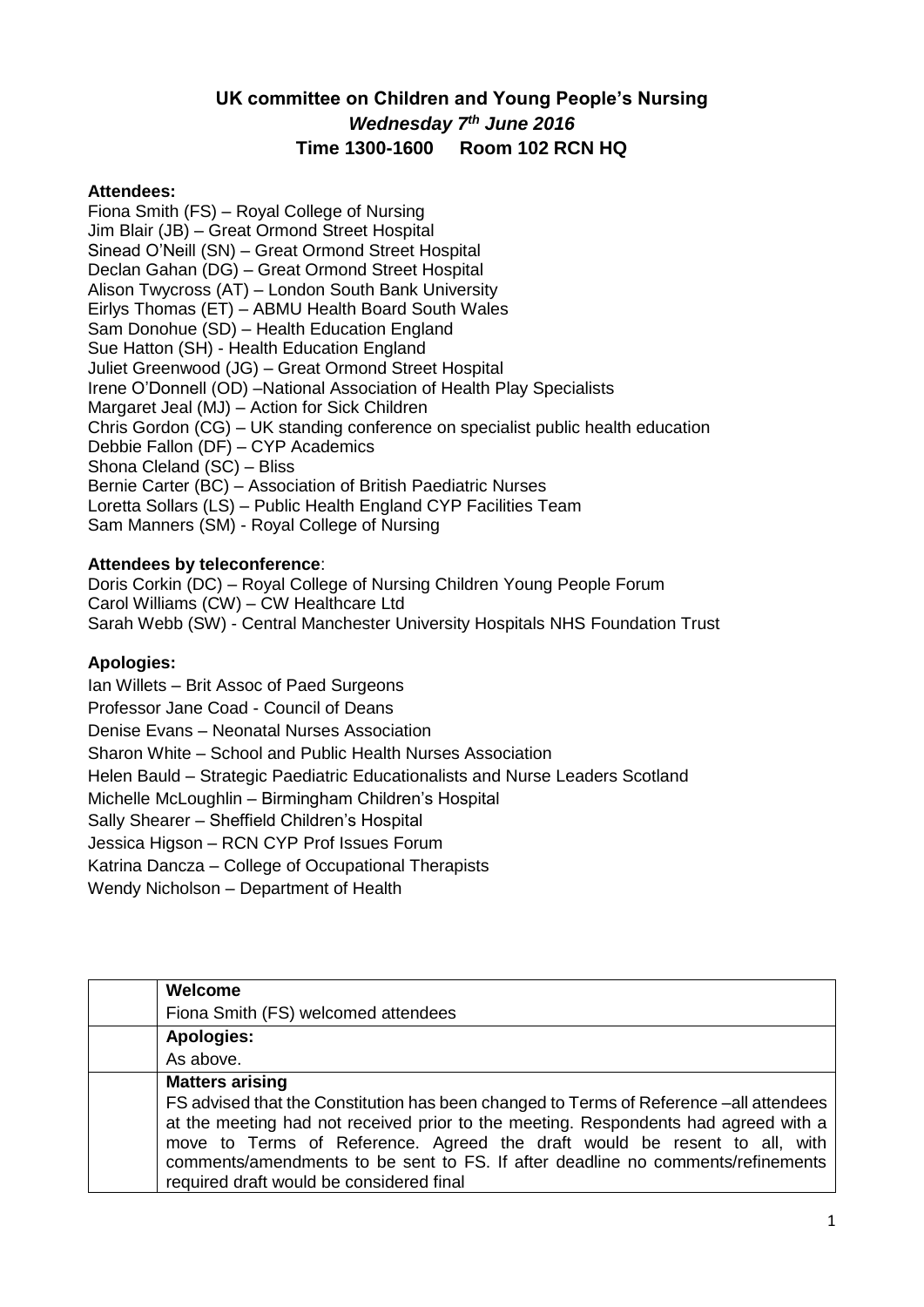# UK committee on Children and Young People's Nursing

## *Wednesday 7th June 2016*

## Time 1300-1600 Room 102 RCN HQ

**Attendees:**

Fiona Smith (FS) – Royal College of Nursing
Jim Blair (JB) – Great Ormond Street Hospital
Sinead O'Neill (SN) – Great Ormond Street Hospital
Declan Gahan (DG) – Great Ormond Street Hospital
Alison Twycross (AT) – London South Bank University
Eirlys Thomas (ET) – ABMU Health Board South Wales
Sam Donohue (SD) – Health Education England
Sue Hatton (SH) - Health Education England
Juliet Greenwood (JG) – Great Ormond Street Hospital
Irene O'Donnell (OD) –National Association of Health Play Specialists
Margaret Jeal (MJ) – Action for Sick Children
Chris Gordon (CG) – UK standing conference on specialist public health education
Debbie Fallon (DF) – CYP Academics
Shona Cleland (SC) – Bliss
Bernie Carter (BC) – Association of British Paediatric Nurses
Loretta Sollars (LS) – Public Health England CYP Facilities Team
Sam Manners (SM) - Royal College of Nursing

**Attendees by teleconference**:

Doris Corkin (DC) – Royal College of Nursing Children Young People Forum
Carol Williams (CW) – CW Healthcare Ltd
Sarah Webb (SW) - Central Manchester University Hospitals NHS Foundation Trust

**Apologies:**

Ian Willets – Brit Assoc of Paed Surgeons
Professor Jane Coad - Council of Deans
Denise Evans – Neonatal Nurses Association
Sharon White – School and Public Health Nurses Association
Helen Bauld – Strategic Paediatric Educationalists and Nurse Leaders Scotland
Michelle McLoughlin – Birmingham Children's Hospital
Sally Shearer – Sheffield Children's Hospital
Jessica Higson – RCN CYP Prof Issues Forum
Katrina Dancza – College of Occupational Therapists
Wendy Nicholson – Department of Health

| | |
|---|---|
| | **Welcome**<br>Fiona Smith (FS) welcomed attendees |
| | **Apologies:**<br>As above. |
| | **Matters arising**<br>FS advised that the Constitution has been changed to Terms of Reference –all attendees at the meeting had not received prior to the meeting. Respondents had agreed with a move to Terms of Reference. Agreed the draft would be resent to all, with comments/amendments to be sent to FS. If after deadline no comments/refinements required draft would be considered final |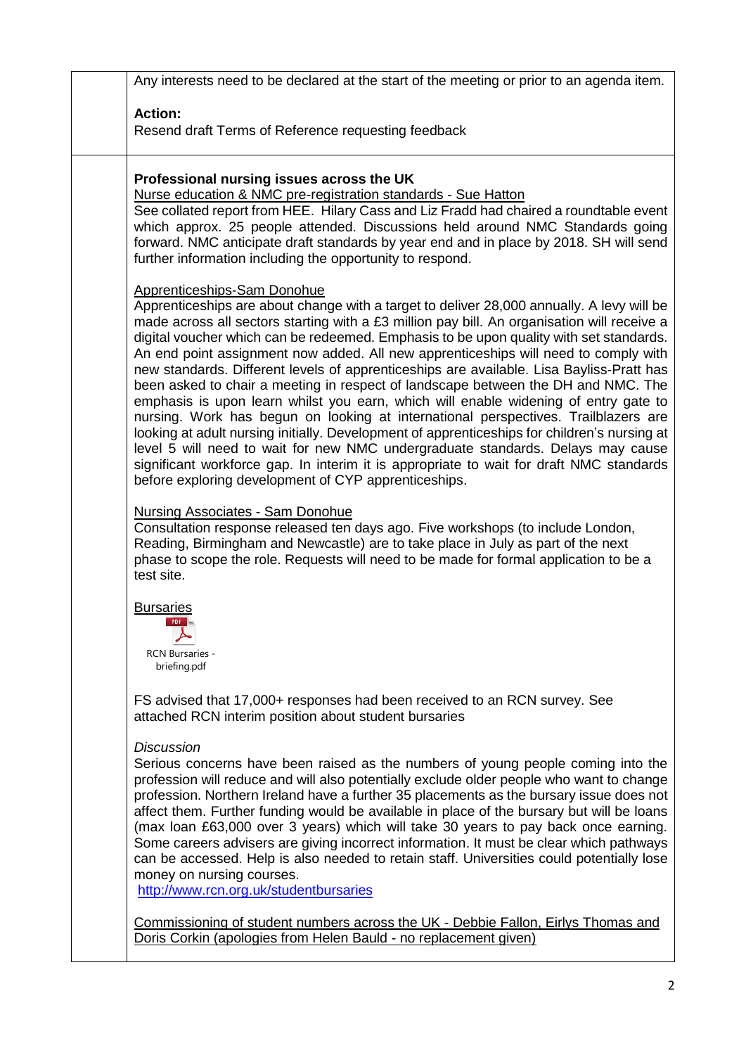Any interests need to be declared at the start of the meeting or prior to an agenda item.

**Action:**
Resend draft Terms of Reference requesting feedback

**Professional nursing issues across the UK**

Nurse education & NMC pre-registration standards - Sue Hatton

See collated report from HEE. Hilary Cass and Liz Fradd had chaired a roundtable event which approx. 25 people attended. Discussions held around NMC Standards going forward. NMC anticipate draft standards by year end and in place by 2018. SH will send further information including the opportunity to respond.

Apprenticeships-Sam Donohue

Apprenticeships are about change with a target to deliver 28,000 annually. A levy will be made across all sectors starting with a £3 million pay bill. An organisation will receive a digital voucher which can be redeemed. Emphasis to be upon quality with set standards. An end point assignment now added. All new apprenticeships will need to comply with new standards. Different levels of apprenticeships are available. Lisa Bayliss-Pratt has been asked to chair a meeting in respect of landscape between the DH and NMC. The emphasis is upon learn whilst you earn, which will enable widening of entry gate to nursing. Work has begun on looking at international perspectives. Trailblazers are looking at adult nursing initially. Development of apprenticeships for children's nursing at level 5 will need to wait for new NMC undergraduate standards. Delays may cause significant workforce gap. In interim it is appropriate to wait for draft NMC standards before exploring development of CYP apprenticeships.

Nursing Associates - Sam Donohue

Consultation response released ten days ago. Five workshops (to include London, Reading, Birmingham and Newcastle) are to take place in July as part of the next phase to scope the role. Requests will need to be made for formal application to be a test site.

Bursaries

RCN Bursaries - briefing.pdf

FS advised that 17,000+ responses had been received to an RCN survey. See attached RCN interim position about student bursaries

*Discussion*

Serious concerns have been raised as the numbers of young people coming into the profession will reduce and will also potentially exclude older people who want to change profession. Northern Ireland have a further 35 placements as the bursary issue does not affect them. Further funding would be available in place of the bursary but will be loans (max loan £63,000 over 3 years) which will take 30 years to pay back once earning. Some careers advisers are giving incorrect information. It must be clear which pathways can be accessed. Help is also needed to retain staff. Universities could potentially lose money on nursing courses.

http://www.rcn.org.uk/studentbursaries

Commissioning of student numbers across the UK - Debbie Fallon, Eirlys Thomas and Doris Corkin (apologies from Helen Bauld - no replacement given)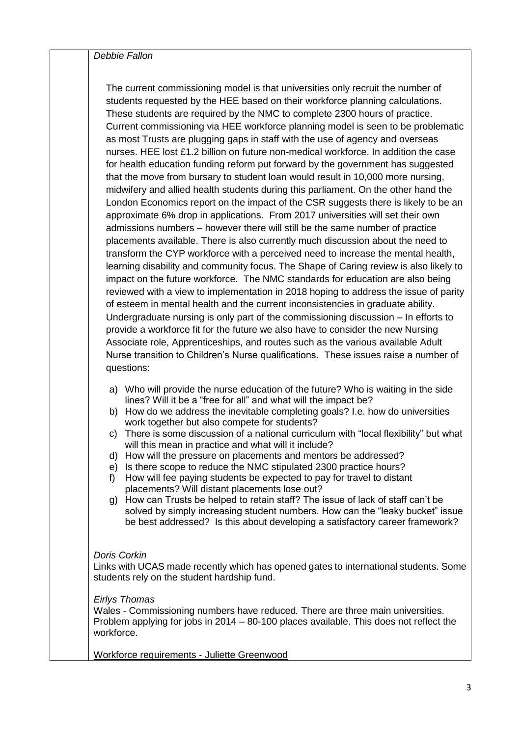*Debbie Fallon*

The current commissioning model is that universities only recruit the number of students requested by the HEE based on their workforce planning calculations. These students are required by the NMC to complete 2300 hours of practice. Current commissioning via HEE workforce planning model is seen to be problematic as most Trusts are plugging gaps in staff with the use of agency and overseas nurses. HEE lost £1.2 billion on future non-medical workforce. In addition the case for health education funding reform put forward by the government has suggested that the move from bursary to student loan would result in 10,000 more nursing, midwifery and allied health students during this parliament. On the other hand the London Economics report on the impact of the CSR suggests there is likely to be an approximate 6% drop in applications. From 2017 universities will set their own admissions numbers – however there will still be the same number of practice placements available. There is also currently much discussion about the need to transform the CYP workforce with a perceived need to increase the mental health, learning disability and community focus. The Shape of Caring review is also likely to impact on the future workforce. The NMC standards for education are also being reviewed with a view to implementation in 2018 hoping to address the issue of parity of esteem in mental health and the current inconsistencies in graduate ability. Undergraduate nursing is only part of the commissioning discussion – In efforts to provide a workforce fit for the future we also have to consider the new Nursing Associate role, Apprenticeships, and routes such as the various available Adult Nurse transition to Children's Nurse qualifications. These issues raise a number of questions:

a) Who will provide the nurse education of the future? Who is waiting in the side lines? Will it be a "free for all" and what will the impact be?
b) How do we address the inevitable completing goals? I.e. how do universities work together but also compete for students?
c) There is some discussion of a national curriculum with "local flexibility" but what will this mean in practice and what will it include?
d) How will the pressure on placements and mentors be addressed?
e) Is there scope to reduce the NMC stipulated 2300 practice hours?
f) How will fee paying students be expected to pay for travel to distant placements? Will distant placements lose out?
g) How can Trusts be helped to retain staff? The issue of lack of staff can't be solved by simply increasing student numbers. How can the "leaky bucket" issue be best addressed? Is this about developing a satisfactory career framework?

*Doris Corkin*
Links with UCAS made recently which has opened gates to international students. Some students rely on the student hardship fund.

*Eirlys Thomas*
Wales - Commissioning numbers have reduced. There are three main universities. Problem applying for jobs in 2014 – 80-100 places available. This does not reflect the workforce.

Workforce requirements - Juliette Greenwood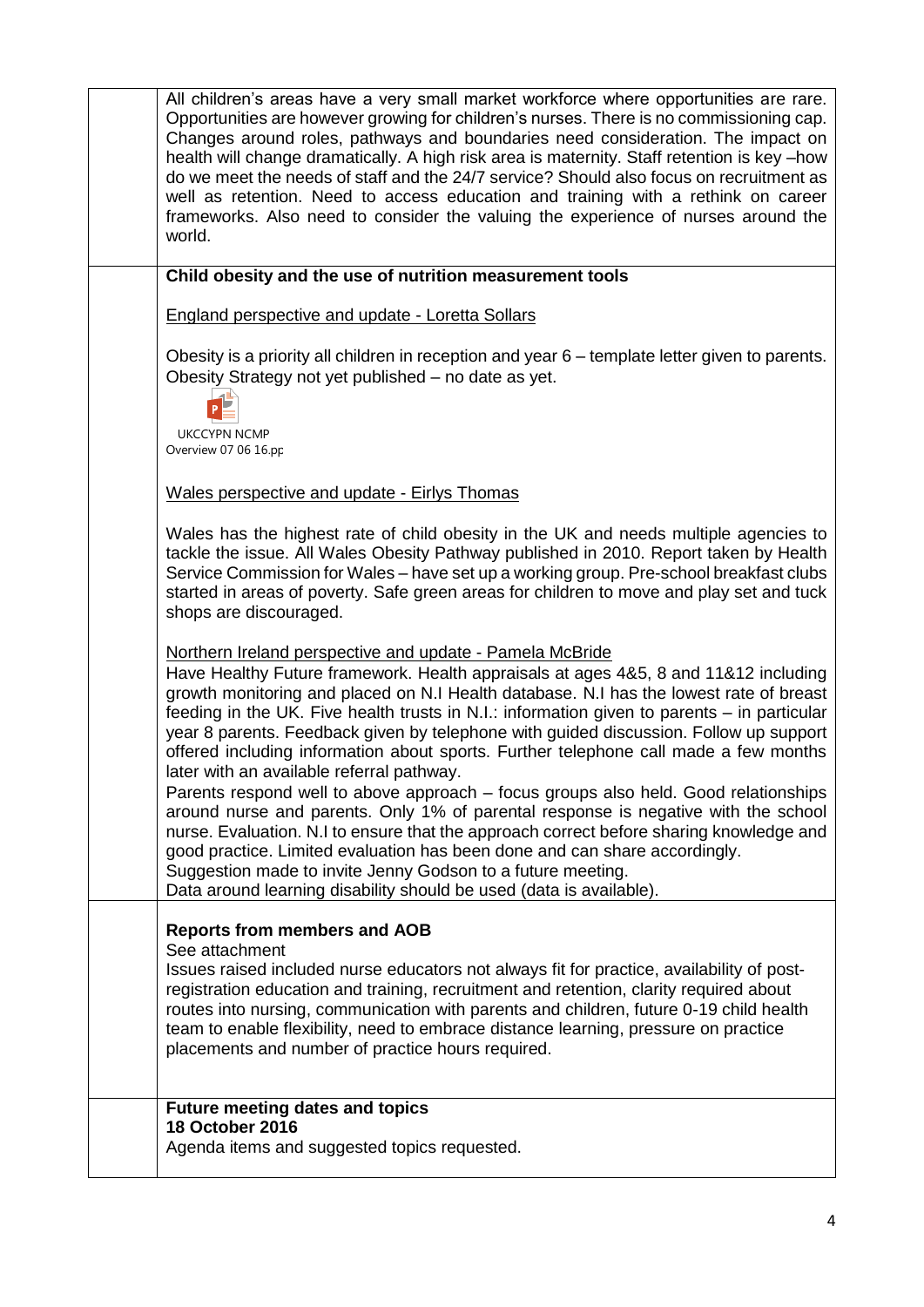All children's areas have a very small market workforce where opportunities are rare. Opportunities are however growing for children's nurses. There is no commissioning cap. Changes around roles, pathways and boundaries need consideration. The impact on health will change dramatically. A high risk area is maternity. Staff retention is key –how do we meet the needs of staff and the 24/7 service? Should also focus on recruitment as well as retention. Need to access education and training with a rethink on career frameworks. Also need to consider the valuing the experience of nurses around the world.

**Child obesity and the use of nutrition measurement tools**

England perspective and update - Loretta Sollars

Obesity is a priority all children in reception and year 6 – template letter given to parents. Obesity Strategy not yet published – no date as yet.

UKCCYPN NCMP
Overview 07 06 16.pp

Wales perspective and update - Eirlys Thomas

Wales has the highest rate of child obesity in the UK and needs multiple agencies to tackle the issue. All Wales Obesity Pathway published in 2010. Report taken by Health Service Commission for Wales – have set up a working group. Pre-school breakfast clubs started in areas of poverty. Safe green areas for children to move and play set and tuck shops are discouraged.

Northern Ireland perspective and update - Pamela McBride

Have Healthy Future framework. Health appraisals at ages 4&5, 8 and 11&12 including growth monitoring and placed on N.I Health database. N.I has the lowest rate of breast feeding in the UK. Five health trusts in N.I.: information given to parents – in particular year 8 parents. Feedback given by telephone with guided discussion. Follow up support offered including information about sports. Further telephone call made a few months later with an available referral pathway.

Parents respond well to above approach – focus groups also held. Good relationships around nurse and parents. Only 1% of parental response is negative with the school nurse. Evaluation. N.I to ensure that the approach correct before sharing knowledge and good practice. Limited evaluation has been done and can share accordingly.

Suggestion made to invite Jenny Godson to a future meeting.

Data around learning disability should be used (data is available).

**Reports from members and AOB**

See attachment

Issues raised included nurse educators not always fit for practice, availability of post-registration education and training, recruitment and retention, clarity required about routes into nursing, communication with parents and children, future 0-19 child health team to enable flexibility, need to embrace distance learning, pressure on practice placements and number of practice hours required.

**Future meeting dates and topics**

**18 October 2016**

Agenda items and suggested topics requested.